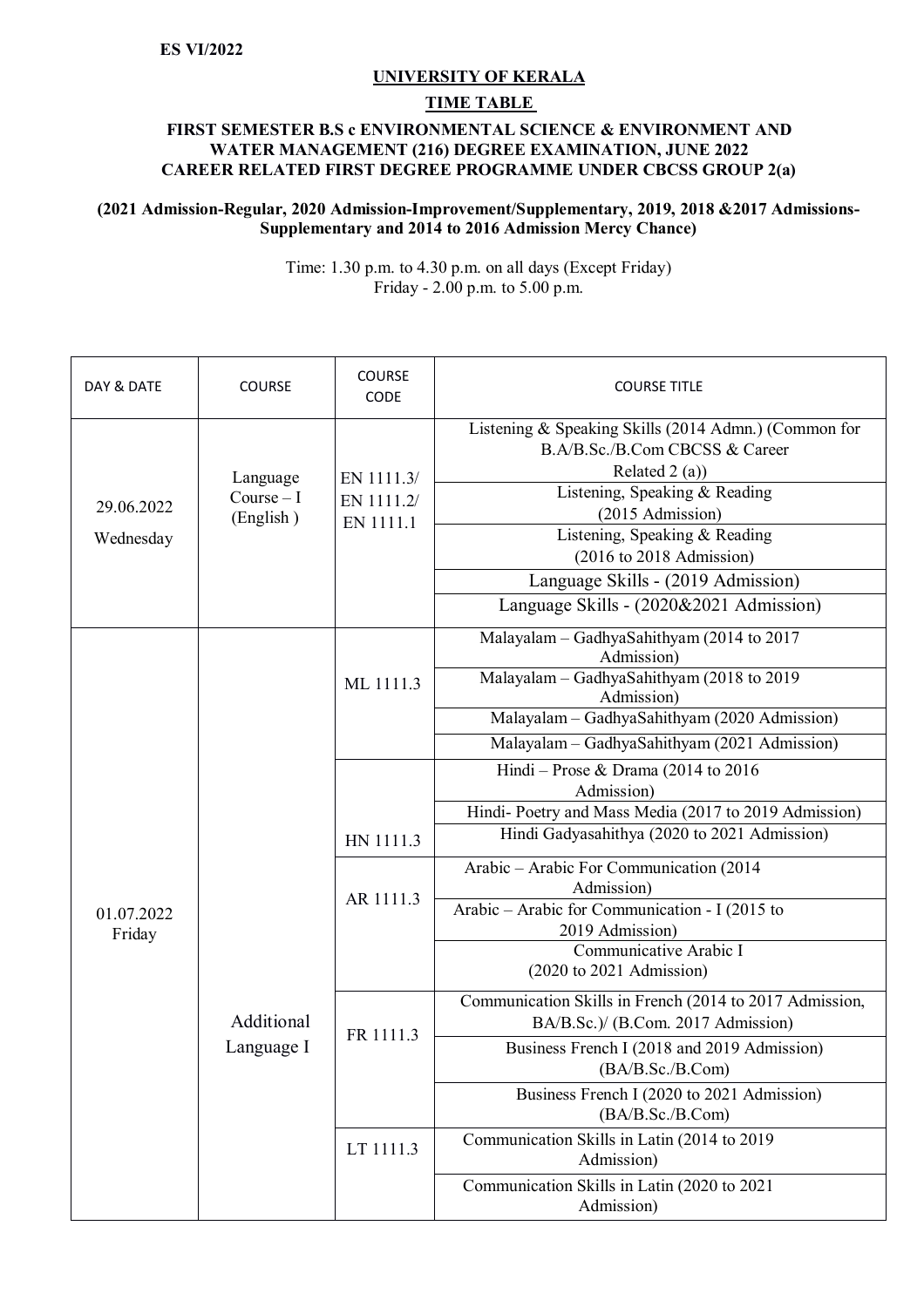**ES VI/2022**

**UNIVERSITY OF KERALA**

**TIME TABLE**

**FIRST SEMESTER B.S c ENVIRONMENTAL SCIENCE & ENVIRONMENT AND WATER MANAGEMENT (216) DEGREE EXAMINATION, JUNE 2022 CAREER RELATED FIRST DEGREE PROGRAMME UNDER CBCSS GROUP 2(a)**

**(2021 Admission-Regular, 2020 Admission-Improvement/Supplementary, 2019, 2018 &2017 Admissions-Supplementary and 2014 to 2016 Admission Mercy Chance)**

Time: 1.30 p.m. to 4.30 p.m. on all days (Except Friday)
Friday - 2.00 p.m. to 5.00 p.m.

| DAY & DATE | COURSE | COURSE CODE | COURSE TITLE |
|---|---|---|---|
| 29.06.2022 Wednesday | Language Course – I (English ) | EN 1111.3/ EN 1111.2/ EN 1111.1 | Listening & Speaking Skills (2014 Admn.) (Common for B.A/B.Sc./B.Com CBCSS & Career Related 2 (a)) |
| | | | Listening, Speaking & Reading (2015 Admission) |
| | | | Listening, Speaking & Reading (2016 to 2018 Admission) |
| | | | Language Skills - (2019 Admission) |
| | | | Language Skills - (2020&2021 Admission) |
| 01.07.2022 Friday | Additional Language I | ML 1111.3 | Malayalam – GadhyaSahithyam (2014 to 2017 Admission) |
| | | | Malayalam – GadhyaSahithyam (2018 to 2019 Admission) |
| | | | Malayalam – GadhyaSahithyam (2020 Admission) |
| | | | Malayalam – GadhyaSahithyam (2021 Admission) |
| | | HN 1111.3 | Hindi – Prose & Drama (2014 to 2016 Admission) |
| | | | Hindi- Poetry and Mass Media (2017 to 2019 Admission) |
| | | | Hindi Gadyasahithya (2020 to 2021 Admission) |
| | | AR 1111.3 | Arabic – Arabic For Communication (2014 Admission) |
| | | | Arabic – Arabic for Communication - I (2015 to 2019 Admission) |
| | | | Communicative Arabic I (2020 to 2021 Admission) |
| | | FR 1111.3 | Communication Skills in French (2014 to 2017 Admission, BA/B.Sc.)/ (B.Com. 2017 Admission) |
| | | | Business French I (2018 and 2019 Admission) (BA/B.Sc./B.Com) |
| | | | Business French I (2020 to 2021 Admission) (BA/B.Sc./B.Com) |
| | | LT 1111.3 | Communication Skills in Latin (2014 to 2019 Admission) |
| | | | Communication Skills in Latin (2020 to 2021 Admission) |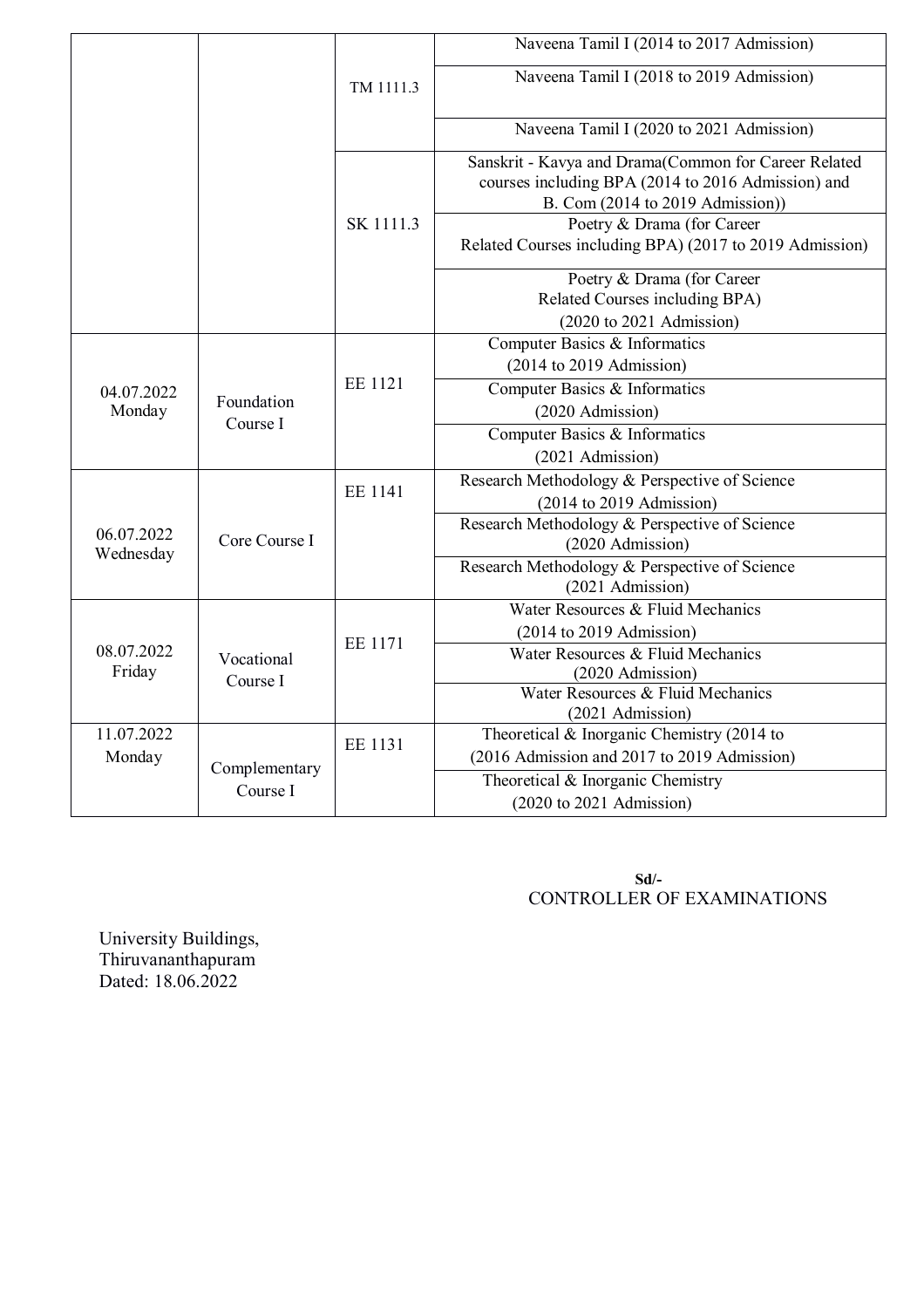| | | | |
|---|---|---|---|
| | | TM 1111.3 | Naveena Tamil I (2014 to 2017 Admission) |
| | | | Naveena Tamil I (2018 to 2019 Admission) |
| | | | Naveena Tamil I (2020 to 2021 Admission) |
| | | SK 1111.3 | Sanskrit - Kavya and Drama(Common for Career Related courses including BPA (2014 to 2016 Admission) and B. Com (2014 to 2019 Admission)) |
| | | | Poetry & Drama (for Career Related Courses including BPA) (2017 to 2019 Admission) |
| | | | Poetry & Drama (for Career Related Courses including BPA) (2020 to 2021 Admission) |
| 04.07.2022 Monday | Foundation Course I | EE 1121 | Computer Basics & Informatics (2014 to 2019 Admission) |
| | | | Computer Basics & Informatics (2020 Admission) |
| | | | Computer Basics & Informatics (2021 Admission) |
| 06.07.2022 Wednesday | Core Course I | EE 1141 | Research Methodology & Perspective of Science (2014 to 2019 Admission) |
| | | | Research Methodology & Perspective of Science (2020 Admission) |
| | | | Research Methodology & Perspective of Science (2021 Admission) |
| 08.07.2022 Friday | Vocational Course I | EE 1171 | Water Resources & Fluid Mechanics (2014 to 2019 Admission) |
| | | | Water Resources & Fluid Mechanics (2020 Admission) |
| | | | Water Resources & Fluid Mechanics (2021 Admission) |
| 11.07.2022 Monday | Complementary Course I | EE 1131 | Theoretical & Inorganic Chemistry (2014 to (2016 Admission and 2017 to 2019 Admission) |
| | | | Theoretical & Inorganic Chemistry (2020 to 2021 Admission) |

**Sd/-**
CONTROLLER OF EXAMINATIONS

University Buildings,
Thiruvananthapuram
Dated: 18.06.2022